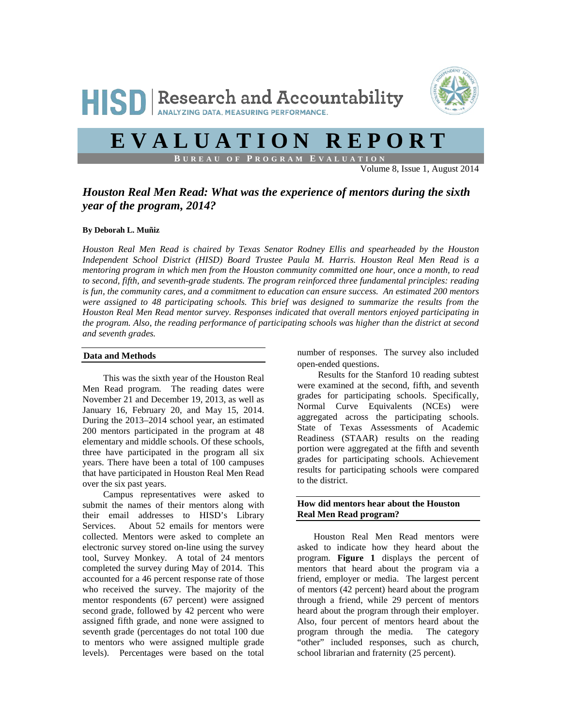# HISD | Research and Accountability

ANALYZING DATA, MEASURING PERFORMANCE.

# EVALUATION REPORT

BUREAU OF PROGRAM EVALUATION

Volume 8, Issue 1, August 2014

## *Houston Real Men Read: What was the experience of mentors during the sixth year of the program, 2014?*

**By Deborah L. Muñiz**

*Houston Real Men Read is chaired by Texas Senator Rodney Ellis and spearheaded by the Houston Independent School District (HISD) Board Trustee Paula M. Harris. Houston Real Men Read is a mentoring program in which men from the Houston community committed one hour, once a month, to read to second, fifth, and seventh-grade students. The program reinforced three fundamental principles: reading is fun, the community cares, and a commitment to education can ensure success. An estimated 200 mentors were assigned to 48 participating schools. This brief was designed to summarize the results from the Houston Real Men Read mentor survey. Responses indicated that overall mentors enjoyed participating in the program. Also, the reading performance of participating schools was higher than the district at second and seventh grades.*

### Data and Methods

This was the sixth year of the Houston Real Men Read program. The reading dates were November 21 and December 19, 2013, as well as January 16, February 20, and May 15, 2014. During the 2013–2014 school year, an estimated 200 mentors participated in the program at 48 elementary and middle schools. Of these schools, three have participated in the program all six years. There have been a total of 100 campuses that have participated in Houston Real Men Read over the six past years.

Campus representatives were asked to submit the names of their mentors along with their email addresses to HISD's Library Services. About 52 emails for mentors were collected. Mentors were asked to complete an electronic survey stored on-line using the survey tool, Survey Monkey. A total of 24 mentors completed the survey during May of 2014. This accounted for a 46 percent response rate of those who received the survey. The majority of the mentor respondents (67 percent) were assigned second grade, followed by 42 percent who were assigned fifth grade, and none were assigned to seventh grade (percentages do not total 100 due to mentors who were assigned multiple grade levels). Percentages were based on the total number of responses. The survey also included open-ended questions.

Results for the Stanford 10 reading subtest were examined at the second, fifth, and seventh grades for participating schools. Specifically, Normal Curve Equivalents (NCEs) were aggregated across the participating schools. State of Texas Assessments of Academic Readiness (STAAR) results on the reading portion were aggregated at the fifth and seventh grades for participating schools. Achievement results for participating schools were compared to the district.

### How did mentors hear about the Houston Real Men Read program?

Houston Real Men Read mentors were asked to indicate how they heard about the program. **Figure 1** displays the percent of mentors that heard about the program via a friend, employer or media. The largest percent of mentors (42 percent) heard about the program through a friend, while 29 percent of mentors heard about the program through their employer. Also, four percent of mentors heard about the program through the media. The category "other" included responses, such as church, school librarian and fraternity (25 percent).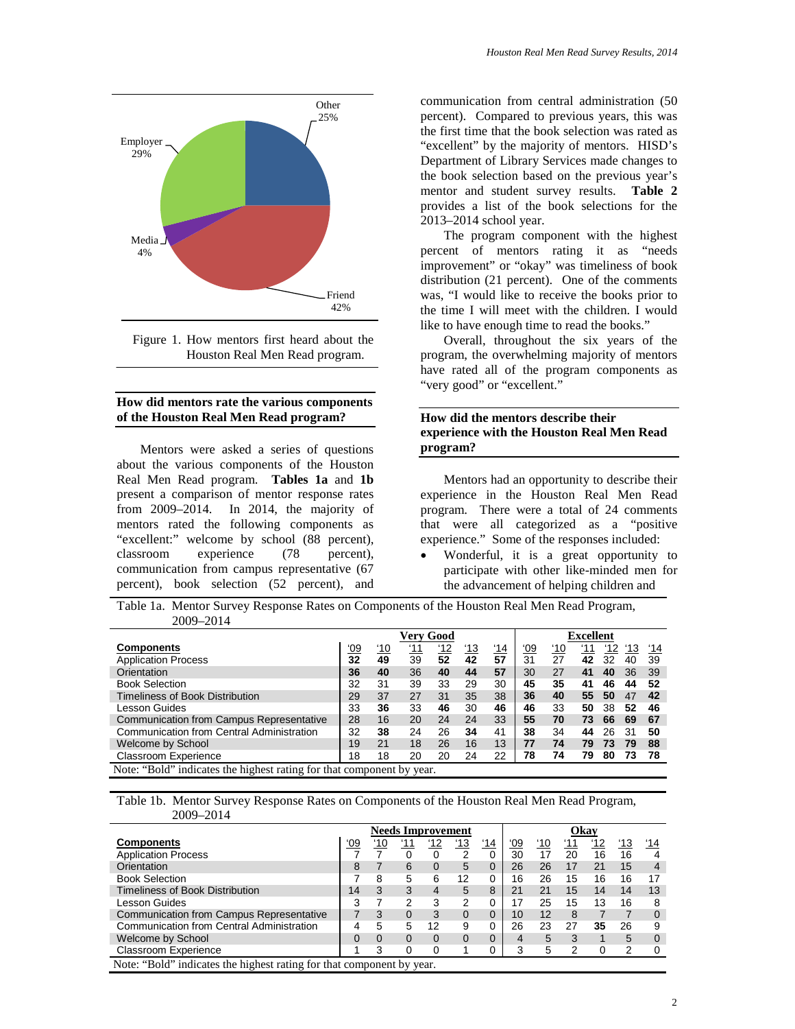Other 25%

Employer 29%

Media 4%

Friend 42%

Figure 1. How mentors first heard about the Houston Real Men Read program.

## How did mentors rate the various components of the Houston Real Men Read program?

Mentors were asked a series of questions about the various components of the Houston Real Men Read program. **Tables 1a** and **1b** present a comparison of mentor response rates from 2009–2014. In 2014, the majority of mentors rated the following components as "excellent:" welcome by school (88 percent), classroom experience (78 percent), communication from campus representative (67 percent), book selection (52 percent), and communication from central administration (50 percent). Compared to previous years, this was the first time that the book selection was rated as "excellent" by the majority of mentors. HISD's Department of Library Services made changes to the book selection based on the previous year's mentor and student survey results. **Table 2** provides a list of the book selections for the 2013–2014 school year.

The program component with the highest percent of mentors rating it as "needs improvement" or "okay" was timeliness of book distribution (21 percent). One of the comments was, "I would like to receive the books prior to the time I will meet with the children. I would like to have enough time to read the books."

Overall, throughout the six years of the program, the overwhelming majority of mentors have rated all of the program components as "very good" or "excellent."

## How did the mentors describe their experience with the Houston Real Men Read program?

Mentors had an opportunity to describe their experience in the Houston Real Men Read program. There were a total of 24 comments that were all categorized as a "positive experience." Some of the responses included:

- Wonderful, it is a great opportunity to participate with other like-minded men for the advancement of helping children and

Table 1a. Mentor Survey Response Rates on Components of the Houston Real Men Read Program, 2009–2014

| | Very Good | | | | | | Excellent | | | | | |
|---|---|---|---|---|---|---|---|---|---|---|---|---|
| **Components** | '09 | '10 | '11 | '12 | '13 | '14 | '09 | '10 | '11 | '12 | '13 | '14 |
| Application Process | **32** | **49** | 39 | **52** | **42** | **57** | 31 | 27 | **42** | 32 | 40 | 39 |
| Orientation | **36** | **40** | 36 | **40** | **44** | **57** | 30 | 27 | **41** | **40** | 36 | 39 |
| Book Selection | 32 | 31 | 39 | 33 | 29 | 30 | **45** | **35** | **41** | **46** | **44** | **52** |
| Timeliness of Book Distribution | 29 | 37 | 27 | 31 | 35 | 38 | **36** | **40** | **55** | **50** | 47 | **42** |
| Lesson Guides | 33 | **36** | 33 | **46** | 30 | **46** | **46** | 33 | **50** | 38 | **52** | **46** |
| Communication from Campus Representative | 28 | 16 | 20 | 24 | 24 | 33 | **55** | **70** | **73** | **66** | **69** | **67** |
| Communication from Central Administration | 32 | **38** | 24 | 26 | **34** | 41 | **38** | 34 | **44** | 26 | 31 | **50** |
| Welcome by School | 19 | 21 | 18 | 26 | 16 | 13 | **77** | **74** | **79** | **73** | **79** | **88** |
| Classroom Experience | 18 | 18 | 20 | 20 | 24 | 22 | **78** | **74** | **79** | **80** | **73** | **78** |

Note: "Bold" indicates the highest rating for that component by year.

Table 1b. Mentor Survey Response Rates on Components of the Houston Real Men Read Program, 2009–2014

| | Needs Improvement | | | | | | Okay | | | | | |
|---|---|---|---|---|---|---|---|---|---|---|---|---|
| **Components** | '09 | '10 | '11 | '12 | '13 | '14 | '09 | '10 | '11 | '12 | '13 | '14 |
| Application Process | 7 | 7 | 0 | 0 | 2 | 0 | 30 | 17 | 20 | 16 | 16 | 4 |
| Orientation | 8 | 7 | 6 | 0 | 5 | 0 | 26 | 26 | 17 | 21 | 15 | 4 |
| Book Selection | 7 | 8 | 5 | 6 | 12 | 0 | 16 | 26 | 15 | 16 | 16 | 17 |
| Timeliness of Book Distribution | 14 | 3 | 3 | 4 | 5 | 8 | 21 | 21 | 15 | 14 | 14 | 13 |
| Lesson Guides | 3 | 7 | 2 | 3 | 2 | 0 | 17 | 25 | 15 | 13 | 16 | 8 |
| Communication from Campus Representative | 7 | 3 | 0 | 3 | 0 | 0 | 10 | 12 | 8 | 7 | 7 | 0 |
| Communication from Central Administration | 4 | 5 | 5 | 12 | 9 | 0 | 26 | 23 | 27 | **35** | 26 | 9 |
| Welcome by School | 0 | 0 | 0 | 0 | 0 | 0 | 4 | 5 | 3 | 1 | 5 | 0 |
| Classroom Experience | 1 | 3 | 0 | 0 | 1 | 0 | 3 | 5 | 2 | 0 | 2 | 0 |

Note: "Bold" indicates the highest rating for that component by year.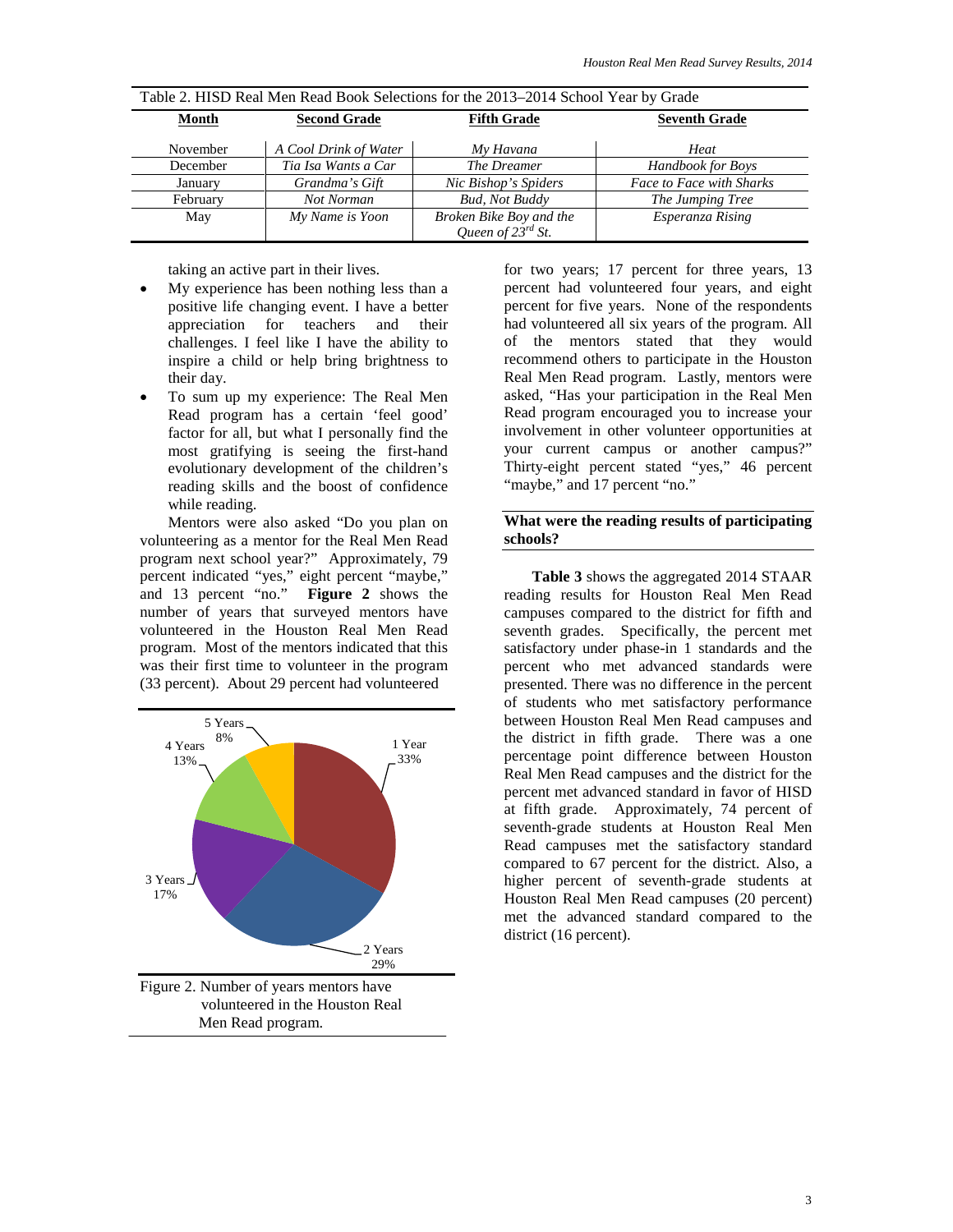Table 2. HISD Real Men Read Book Selections for the 2013–2014 School Year by Grade

| Month | Second Grade | Fifth Grade | Seventh Grade |
|---|---|---|---|
| November | *A Cool Drink of Water* | *My Havana* | *Heat* |
| December | *Tia Isa Wants a Car* | *The Dreamer* | *Handbook for Boys* |
| January | *Grandma's Gift* | *Nic Bishop's Spiders* | *Face to Face with Sharks* |
| February | *Not Norman* | *Bud, Not Buddy* | *The Jumping Tree* |
| May | *My Name is Yoon* | *Broken Bike Boy and the Queen of 23rd St.* | *Esperanza Rising* |

taking an active part in their lives.

- My experience has been nothing less than a positive life changing event. I have a better appreciation for teachers and their challenges. I feel like I have the ability to inspire a child or help bring brightness to their day.
- To sum up my experience: The Real Men Read program has a certain 'feel good' factor for all, but what I personally find the most gratifying is seeing the first-hand evolutionary development of the children's reading skills and the boost of confidence while reading.

Mentors were also asked "Do you plan on volunteering as a mentor for the Real Men Read program next school year?" Approximately, 79 percent indicated "yes," eight percent "maybe," and 13 percent "no." **Figure 2** shows the number of years that surveyed mentors have volunteered in the Houston Real Men Read program. Most of the mentors indicated that this was their first time to volunteer in the program (33 percent). About 29 percent had volunteered for two years; 17 percent for three years, 13 percent had volunteered four years, and eight percent for five years. None of the respondents had volunteered all six years of the program. All of the mentors stated that they would recommend others to participate in the Houston Real Men Read program. Lastly, mentors were asked, "Has your participation in the Real Men Read program encouraged you to increase your involvement in other volunteer opportunities at your current campus or another campus?" Thirty-eight percent stated "yes," 46 percent "maybe," and 17 percent "no."

| Years | Percent |
|---|---|
| 1 Year | 33% |
| 2 Years | 29% |
| 3 Years | 17% |
| 4 Years | 13% |
| 5 Years | 8% |

Figure 2. Number of years mentors have volunteered in the Houston Real Men Read program.

**What were the reading results of participating schools?**

**Table 3** shows the aggregated 2014 STAAR reading results for Houston Real Men Read campuses compared to the district for fifth and seventh grades. Specifically, the percent met satisfactory under phase-in 1 standards and the percent who met advanced standards were presented. There was no difference in the percent of students who met satisfactory performance between Houston Real Men Read campuses and the district in fifth grade. There was a one percentage point difference between Houston Real Men Read campuses and the district for the percent met advanced standard in favor of HISD at fifth grade. Approximately, 74 percent of seventh-grade students at Houston Real Men Read campuses met the satisfactory standard compared to 67 percent for the district. Also, a higher percent of seventh-grade students at Houston Real Men Read campuses (20 percent) met the advanced standard compared to the district (16 percent).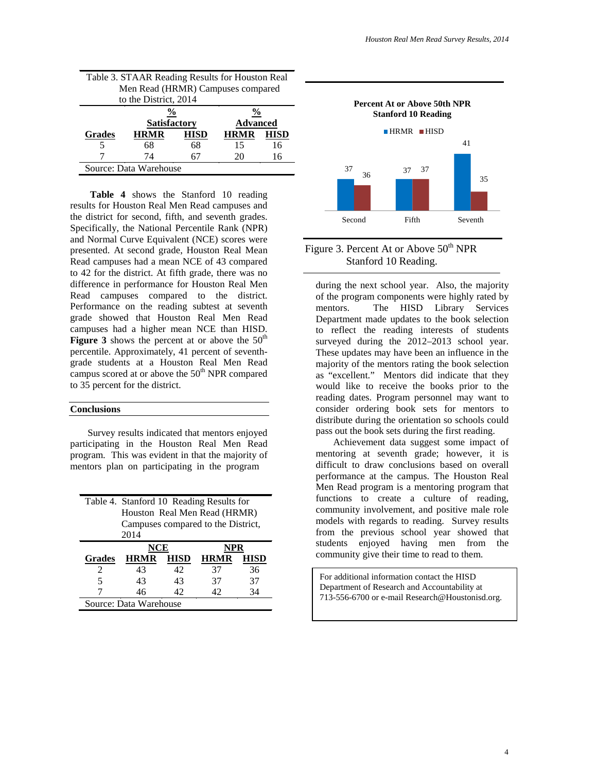Table 3. STAAR Reading Results for Houston Real Men Read (HRMR) Campuses compared to the District, 2014

| | % Satisfactory | | % Advanced | |
|---|---|---|---|---|
| **Grades** | **HRMR** | **HISD** | **HRMR** | **HISD** |
| 5 | 68 | 68 | 15 | 16 |
| 7 | 74 | 67 | 20 | 16 |

Source: Data Warehouse

**Table 4** shows the Stanford 10 reading results for Houston Real Men Read campuses and the district for second, fifth, and seventh grades. Specifically, the National Percentile Rank (NPR) and Normal Curve Equivalent (NCE) scores were presented. At second grade, Houston Real Mean Read campuses had a mean NCE of 43 compared to 42 for the district. At fifth grade, there was no difference in performance for Houston Real Men Read campuses compared to the district. Performance on the reading subtest at seventh grade showed that Houston Real Men Read campuses had a higher mean NCE than HISD. **Figure 3** shows the percent at or above the 50th percentile. Approximately, 41 percent of seventh-grade students at a Houston Real Men Read campus scored at or above the 50th NPR compared to 35 percent for the district.

## Conclusions

Survey results indicated that mentors enjoyed participating in the Houston Real Men Read program. This was evident in that the majority of mentors plan on participating in the program during the next school year. Also, the majority of the program components were highly rated by mentors. The HISD Library Services Department made updates to the book selection to reflect the reading interests of students surveyed during the 2012–2013 school year. These updates may have been an influence in the majority of the mentors rating the book selection as "excellent." Mentors did indicate that they would like to receive the books prior to the reading dates. Program personnel may want to consider ordering book sets for mentors to distribute during the orientation so schools could pass out the book sets during the first reading.

Achievement data suggest some impact of mentoring at seventh grade; however, it is difficult to draw conclusions based on overall performance at the campus. The Houston Real Men Read program is a mentoring program that functions to create a culture of reading, community involvement, and positive male role models with regards to reading. Survey results from the previous school year showed that students enjoyed having men from the community give their time to read to them.

Table 4. Stanford 10 Reading Results for Houston Real Men Read (HRMR) Campuses compared to the District, 2014

| | NCE | | NPR | |
|---|---|---|---|---|
| **Grades** | **HRMR** | **HISD** | **HRMR** | **HISD** |
| 2 | 43 | 42 | 37 | 36 |
| 5 | 43 | 43 | 37 | 37 |
| 7 | 46 | 42 | 42 | 34 |

Source: Data Warehouse

**Percent At or Above 50th NPR Stanford 10 Reading**

HRMR HISD

Second: 37 36
Fifth: 37 37
Seventh: 41 35

Figure 3. Percent At or Above 50th NPR Stanford 10 Reading.

For additional information contact the HISD Department of Research and Accountability at 713-556-6700 or e-mail Research@Houstonisd.org.